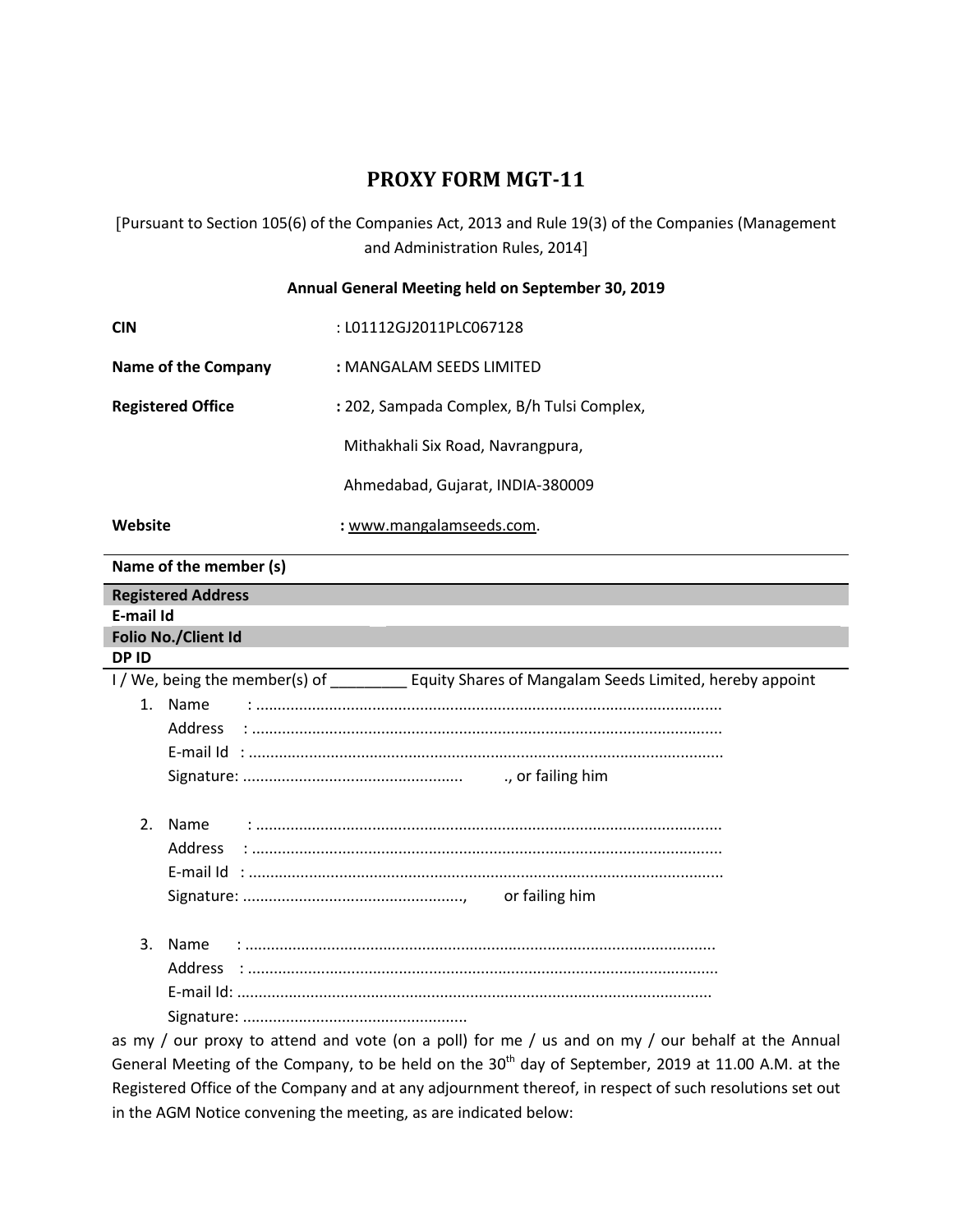# PROXY FORM MGT-11

[Pursuant to Section 105(6) of the Companies Act, 2013 and Rule 19(3) of the Companies (Management and Administration Rules, 2014]

**Annual General Meeting held on September 30, 2019**

| | |
|---|---|
| **CIN** | : L01112GJ2011PLC067128 |
| **Name of the Company** | **:** MANGALAM SEEDS LIMITED |
| **Registered Office** | **:** 202, Sampada Complex, B/h Tulsi Complex, Mithakhali Six Road, Navrangpura, Ahmedabad, Gujarat, INDIA-380009 |
| **Website** | **:** www.mangalamseeds.com. |

| | |
|---|---|
| **Name of the member (s)** | |
| **Registered Address** | |
| **E-mail Id** | |
| **Folio No./Client Id** | |
| **DP ID** | |

I / We, being the member(s) of _________ Equity Shares of Mangalam Seeds Limited, hereby appoint

1. Name : ..........................................................................................................
   Address : ..........................................................................................................
   E-mail Id : ..........................................................................................................
   Signature: .................................................. ., or failing him

2. Name : ..........................................................................................................
   Address : ..........................................................................................................
   E-mail Id : ..........................................................................................................
   Signature: .................................................., or failing him

3. Name : ..........................................................................................................
   Address : ..........................................................................................................
   E-mail Id: ..........................................................................................................
   Signature: ..................................................

as my / our proxy to attend and vote (on a poll) for me / us and on my / our behalf at the Annual General Meeting of the Company, to be held on the 30th day of September, 2019 at 11.00 A.M. at the Registered Office of the Company and at any adjournment thereof, in respect of such resolutions set out in the AGM Notice convening the meeting, as are indicated below: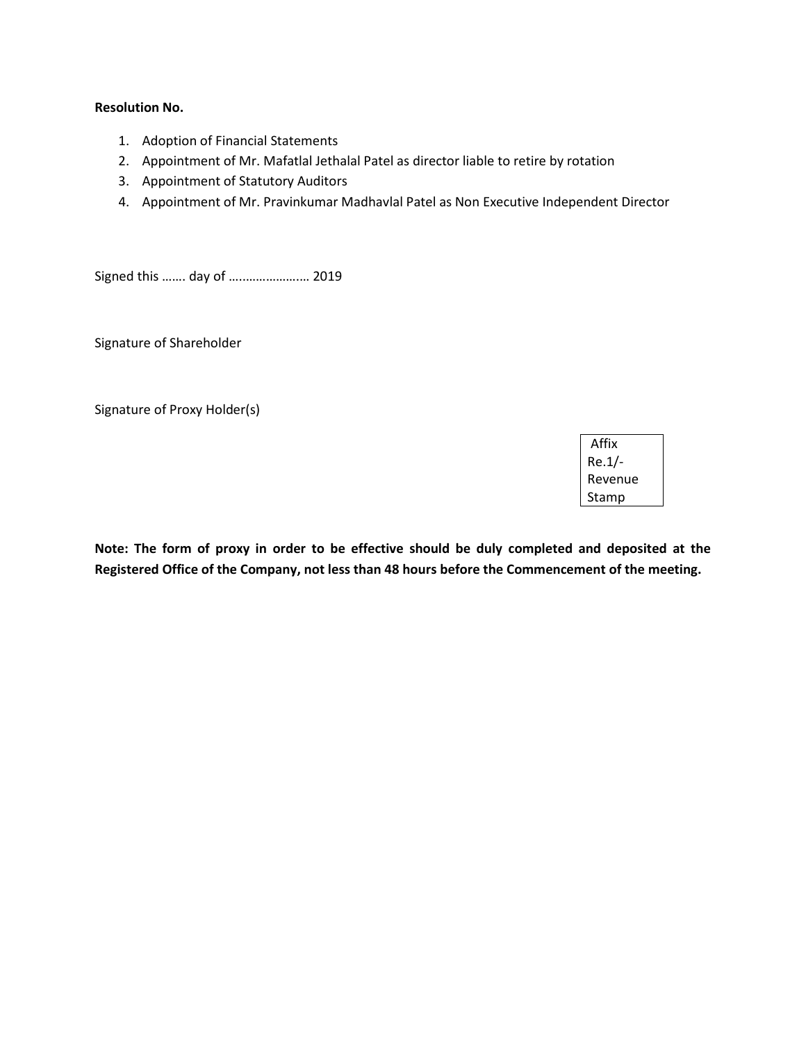**Resolution No.**

1. Adoption of Financial Statements
2. Appointment of Mr. Mafatlal Jethalal Patel as director liable to retire by rotation
3. Appointment of Statutory Auditors
4. Appointment of Mr. Pravinkumar Madhavlal Patel as Non Executive Independent Director

Signed this ……. day of …………………… 2019

Signature of Shareholder

Signature of Proxy Holder(s)

| Affix Re.1/- Revenue Stamp |
|---|

**Note: The form of proxy in order to be effective should be duly completed and deposited at the Registered Office of the Company, not less than 48 hours before the Commencement of the meeting.**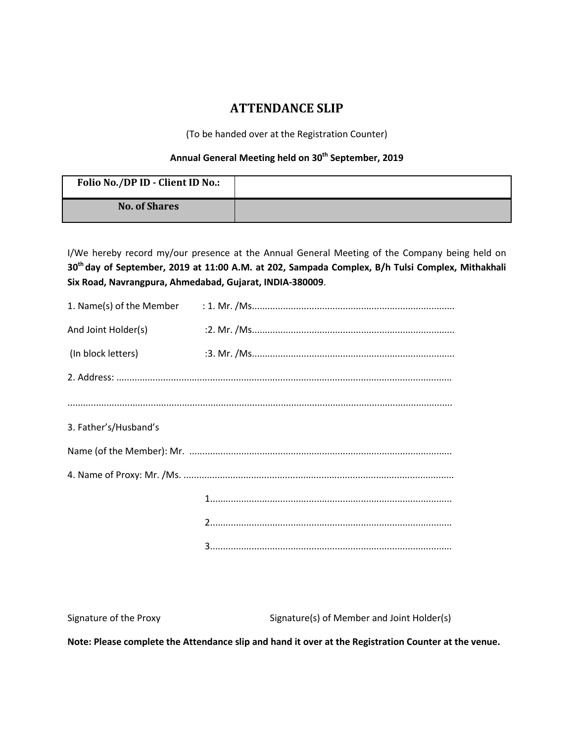# ATTENDANCE SLIP

(To be handed over at the Registration Counter)

**Annual General Meeting held on 30th September, 2019**

| | |
|---|---|
| **Folio No./DP ID - Client ID No.:** | |
| **No. of Shares** | |

I/We hereby record my/our presence at the Annual General Meeting of the Company being held on **30th day of September, 2019 at 11:00 A.M. at 202, Sampada Complex, B/h Tulsi Complex, Mithakhali Six Road, Navrangpura, Ahmedabad, Gujarat, INDIA-380009**.

1. Name(s) of the Member : 1. Mr. /Ms.............................................................................

And Joint Holder(s) :2. Mr. /Ms.............................................................................

(In block letters) :3. Mr. /Ms.............................................................................

2. Address: ...............................................................................................................................

.................................................................................................................................................

3. Father's/Husband's

Name (of the Member): Mr. ....................................................................................................

4. Name of Proxy: Mr. /Ms. .......................................................................................................

1............................................................................................

2............................................................................................

3............................................................................................

Signature of the Proxy Signature(s) of Member and Joint Holder(s)

**Note: Please complete the Attendance slip and hand it over at the Registration Counter at the venue.**